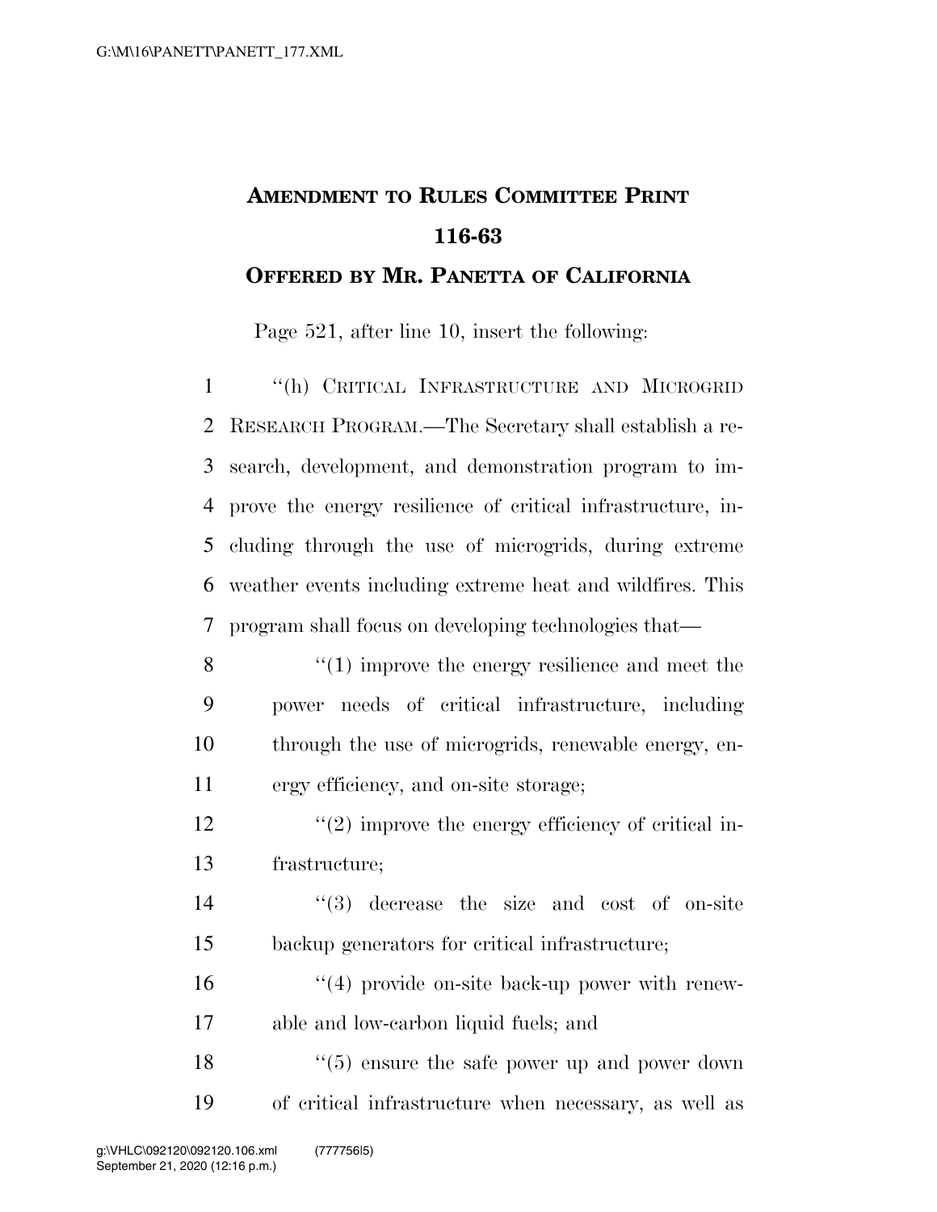# AMENDMENT TO RULES COMMITTEE PRINT 116-63

## OFFERED BY MR. PANETTA OF CALIFORNIA

Page 521, after line 10, insert the following:

"(h) CRITICAL INFRASTRUCTURE AND MICROGRID RESEARCH PROGRAM.—The Secretary shall establish a research, development, and demonstration program to improve the energy resilience of critical infrastructure, including through the use of microgrids, during extreme weather events including extreme heat and wildfires. This program shall focus on developing technologies that—

"(1) improve the energy resilience and meet the power needs of critical infrastructure, including through the use of microgrids, renewable energy, energy efficiency, and on-site storage;

"(2) improve the energy efficiency of critical infrastructure;

"(3) decrease the size and cost of on-site backup generators for critical infrastructure;

"(4) provide on-site back-up power with renewable and low-carbon liquid fuels; and

"(5) ensure the safe power up and power down of critical infrastructure when necessary, as well as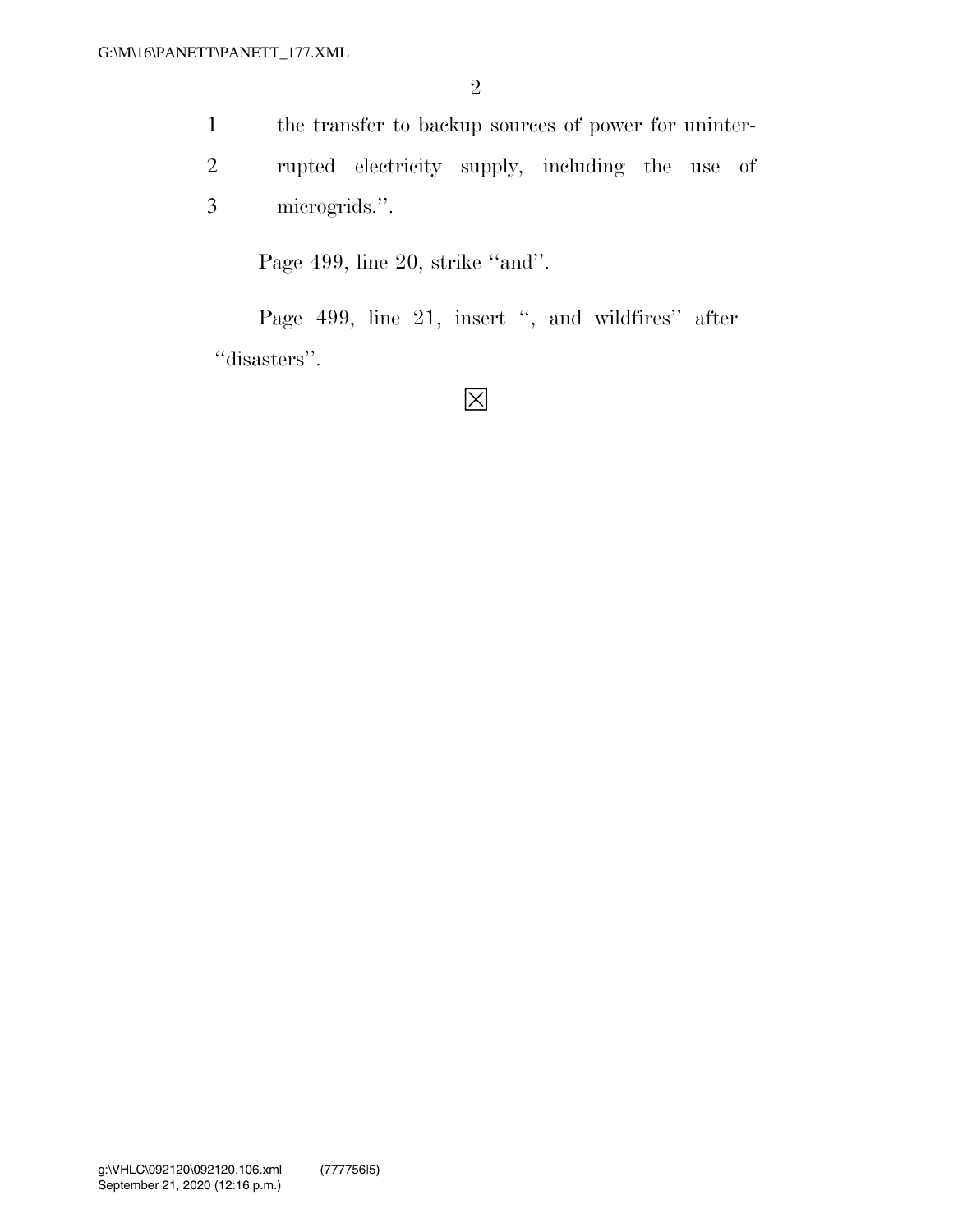1 the transfer to backup sources of power for uninter-
2 rupted electricity supply, including the use of
3 microgrids.''.

Page 499, line 20, strike ''and''.

Page 499, line 21, insert '', and wildfires'' after ''disasters''.

☒